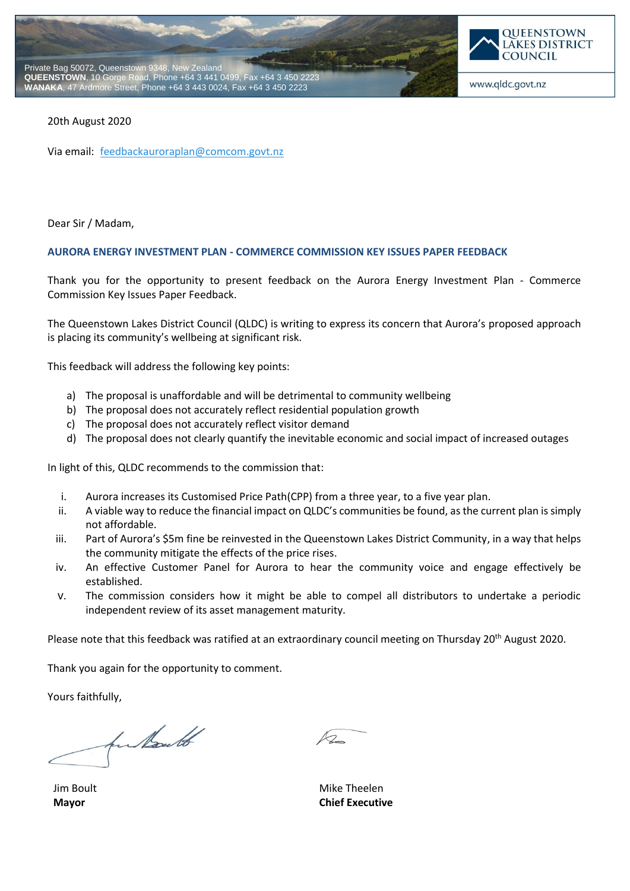Private Bag 50072, Queenstown 9348, New Zealand
**QUEENSTOWN**, 10 Gorge Road, Phone +64 3 441 0499, Fax +64 3 450 2223
**WANAKA**, 47 Ardmore Street, Phone +64 3 443 0024, Fax +64 3 450 2223

QUEENSTOWN LAKES DISTRICT COUNCIL

www.qldc.govt.nz

20th August 2020

Via email: feedbackauroraplan@comcom.govt.nz

Dear Sir / Madam,

## AURORA ENERGY INVESTMENT PLAN - COMMERCE COMMISSION KEY ISSUES PAPER FEEDBACK

Thank you for the opportunity to present feedback on the Aurora Energy Investment Plan - Commerce Commission Key Issues Paper Feedback.

The Queenstown Lakes District Council (QLDC) is writing to express its concern that Aurora's proposed approach is placing its community's wellbeing at significant risk.

This feedback will address the following key points:

a) The proposal is unaffordable and will be detrimental to community wellbeing
b) The proposal does not accurately reflect residential population growth
c) The proposal does not accurately reflect visitor demand
d) The proposal does not clearly quantify the inevitable economic and social impact of increased outages

In light of this, QLDC recommends to the commission that:

i. Aurora increases its Customised Price Path(CPP) from a three year, to a five year plan.
ii. A viable way to reduce the financial impact on QLDC's communities be found, as the current plan is simply not affordable.
iii. Part of Aurora's $5m fine be reinvested in the Queenstown Lakes District Community, in a way that helps the community mitigate the effects of the price rises.
iv. An effective Customer Panel for Aurora to hear the community voice and engage effectively be established.
v. The commission considers how it might be able to compel all distributors to undertake a periodic independent review of its asset management maturity.

Please note that this feedback was ratified at an extraordinary council meeting on Thursday 20th August 2020.

Thank you again for the opportunity to comment.

Yours faithfully,

Jim Boult
**Mayor**

Mike Theelen
**Chief Executive**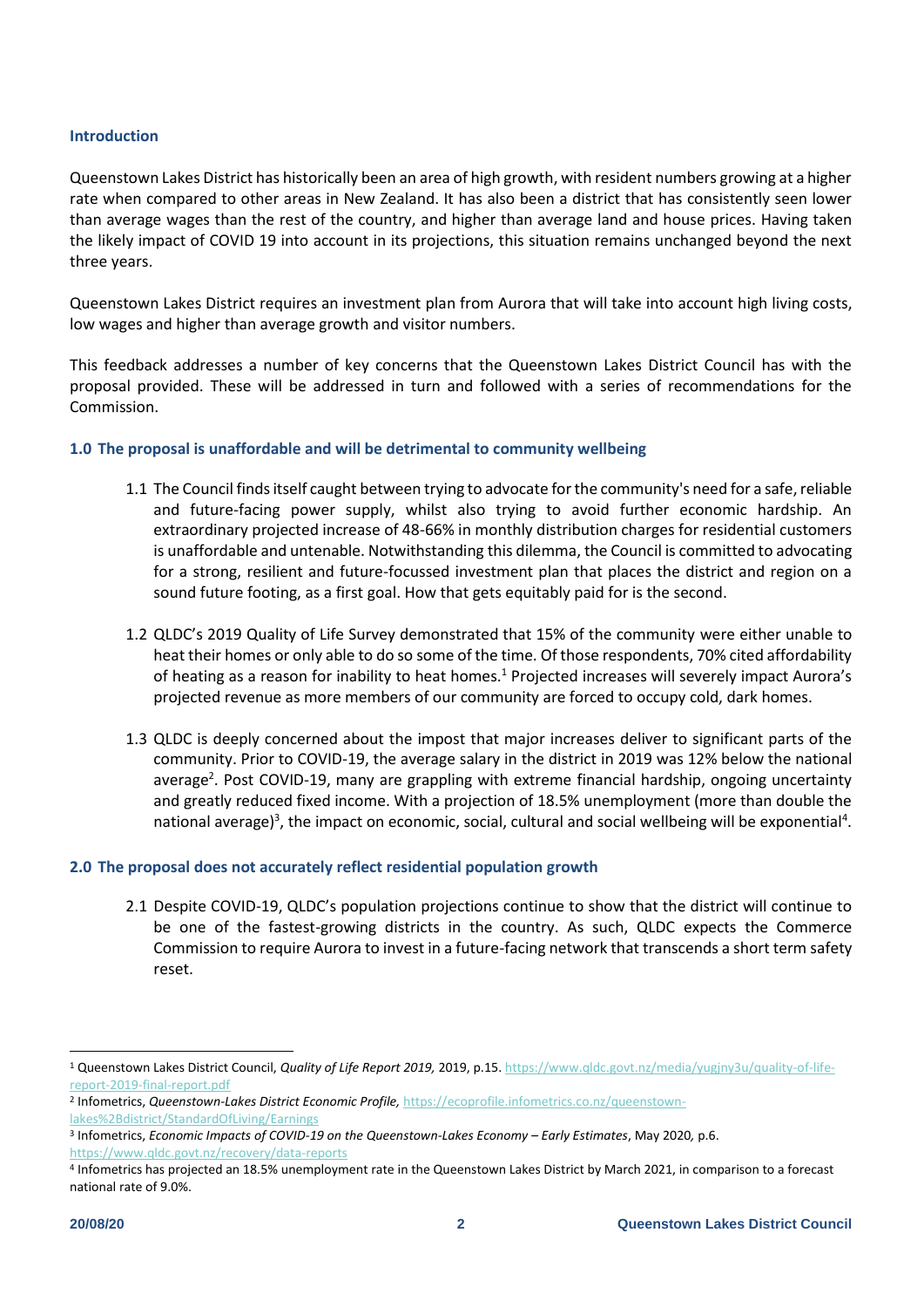## Introduction

Queenstown Lakes District has historically been an area of high growth, with resident numbers growing at a higher rate when compared to other areas in New Zealand. It has also been a district that has consistently seen lower than average wages than the rest of the country, and higher than average land and house prices. Having taken the likely impact of COVID 19 into account in its projections, this situation remains unchanged beyond the next three years.

Queenstown Lakes District requires an investment plan from Aurora that will take into account high living costs, low wages and higher than average growth and visitor numbers.

This feedback addresses a number of key concerns that the Queenstown Lakes District Council has with the proposal provided. These will be addressed in turn and followed with a series of recommendations for the Commission.

## 1.0 The proposal is unaffordable and will be detrimental to community wellbeing

1.1 The Council finds itself caught between trying to advocate for the community's need for a safe, reliable and future-facing power supply, whilst also trying to avoid further economic hardship. An extraordinary projected increase of 48-66% in monthly distribution charges for residential customers is unaffordable and untenable. Notwithstanding this dilemma, the Council is committed to advocating for a strong, resilient and future-focussed investment plan that places the district and region on a sound future footing, as a first goal. How that gets equitably paid for is the second.

1.2 QLDC's 2019 Quality of Life Survey demonstrated that 15% of the community were either unable to heat their homes or only able to do so some of the time. Of those respondents, 70% cited affordability of heating as a reason for inability to heat homes.[1] Projected increases will severely impact Aurora's projected revenue as more members of our community are forced to occupy cold, dark homes.

1.3 QLDC is deeply concerned about the impost that major increases deliver to significant parts of the community. Prior to COVID-19, the average salary in the district in 2019 was 12% below the national average[2]. Post COVID-19, many are grappling with extreme financial hardship, ongoing uncertainty and greatly reduced fixed income. With a projection of 18.5% unemployment (more than double the national average)[3], the impact on economic, social, cultural and social wellbeing will be exponential[4].

## 2.0 The proposal does not accurately reflect residential population growth

2.1 Despite COVID-19, QLDC's population projections continue to show that the district will continue to be one of the fastest-growing districts in the country. As such, QLDC expects the Commerce Commission to require Aurora to invest in a future-facing network that transcends a short term safety reset.

---

[1] Queenstown Lakes District Council, *Quality of Life Report 2019,* 2019, p.15. https://www.qldc.govt.nz/media/yugjny3u/quality-of-life-report-2019-final-report.pdf

[2] Infometrics, *Queenstown-Lakes District Economic Profile,* https://ecoprofile.infometrics.co.nz/queenstown-lakes%2Bdistrict/StandardOfLiving/Earnings

[3] Infometrics, *Economic Impacts of COVID-19 on the Queenstown-Lakes Economy – Early Estimates*, May 2020, p.6. https://www.qldc.govt.nz/recovery/data-reports

[4] Infometrics has projected an 18.5% unemployment rate in the Queenstown Lakes District by March 2021, in comparison to a forecast national rate of 9.0%.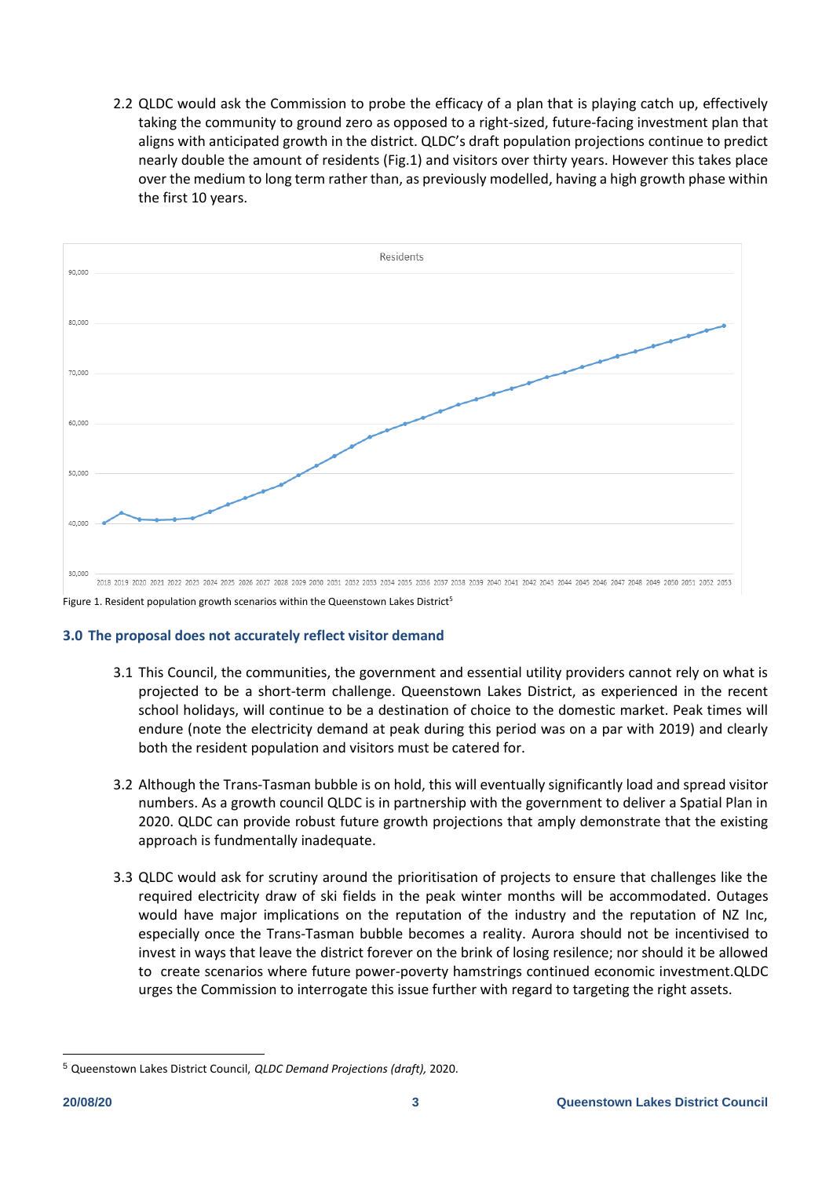2.2 QLDC would ask the Commission to probe the efficacy of a plan that is playing catch up, effectively taking the community to ground zero as opposed to a right-sized, future-facing investment plan that aligns with anticipated growth in the district. QLDC's draft population projections continue to predict nearly double the amount of residents (Fig.1) and visitors over thirty years. However this takes place over the medium to long term rather than, as previously modelled, having a high growth phase within the first 10 years.

Figure 1. Resident population growth scenarios within the Queenstown Lakes District[5]

## 3.0 The proposal does not accurately reflect visitor demand

3.1 This Council, the communities, the government and essential utility providers cannot rely on what is projected to be a short-term challenge. Queenstown Lakes District, as experienced in the recent school holidays, will continue to be a destination of choice to the domestic market. Peak times will endure (note the electricity demand at peak during this period was on a par with 2019) and clearly both the resident population and visitors must be catered for.

3.2 Although the Trans-Tasman bubble is on hold, this will eventually significantly load and spread visitor numbers. As a growth council QLDC is in partnership with the government to deliver a Spatial Plan in 2020. QLDC can provide robust future growth projections that amply demonstrate that the existing approach is fundmentally inadequate.

3.3 QLDC would ask for scrutiny around the prioritisation of projects to ensure that challenges like the required electricity draw of ski fields in the peak winter months will be accommodated. Outages would have major implications on the reputation of the industry and the reputation of NZ Inc, especially once the Trans-Tasman bubble becomes a reality. Aurora should not be incentivised to invest in ways that leave the district forever on the brink of losing resilence; nor should it be allowed to create scenarios where future power-poverty hamstrings continued economic investment.QLDC urges the Commission to interrogate this issue further with regard to targeting the right assets.

[5] Queenstown Lakes District Council, *QLDC Demand Projections (draft)*, 2020.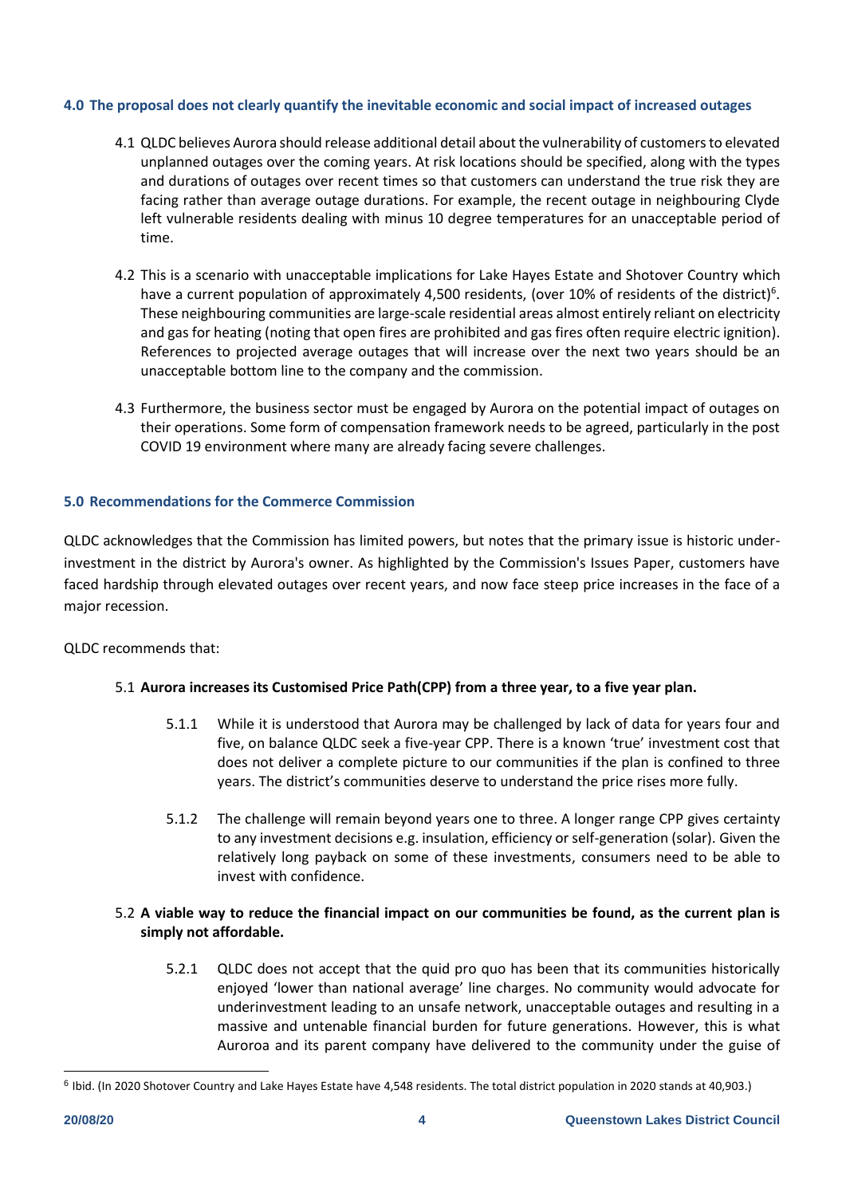## 4.0 The proposal does not clearly quantify the inevitable economic and social impact of increased outages

4.1 QLDC believes Aurora should release additional detail about the vulnerability of customers to elevated unplanned outages over the coming years. At risk locations should be specified, along with the types and durations of outages over recent times so that customers can understand the true risk they are facing rather than average outage durations. For example, the recent outage in neighbouring Clyde left vulnerable residents dealing with minus 10 degree temperatures for an unacceptable period of time.

4.2 This is a scenario with unacceptable implications for Lake Hayes Estate and Shotover Country which have a current population of approximately 4,500 residents, (over 10% of residents of the district)[6]. These neighbouring communities are large-scale residential areas almost entirely reliant on electricity and gas for heating (noting that open fires are prohibited and gas fires often require electric ignition). References to projected average outages that will increase over the next two years should be an unacceptable bottom line to the company and the commission.

4.3 Furthermore, the business sector must be engaged by Aurora on the potential impact of outages on their operations. Some form of compensation framework needs to be agreed, particularly in the post COVID 19 environment where many are already facing severe challenges.

## 5.0 Recommendations for the Commerce Commission

QLDC acknowledges that the Commission has limited powers, but notes that the primary issue is historic under-investment in the district by Aurora's owner. As highlighted by the Commission's Issues Paper, customers have faced hardship through elevated outages over recent years, and now face steep price increases in the face of a major recession.

QLDC recommends that:

5.1 **Aurora increases its Customised Price Path(CPP) from a three year, to a five year plan.**

5.1.1 While it is understood that Aurora may be challenged by lack of data for years four and five, on balance QLDC seek a five-year CPP. There is a known 'true' investment cost that does not deliver a complete picture to our communities if the plan is confined to three years. The district's communities deserve to understand the price rises more fully.

5.1.2 The challenge will remain beyond years one to three. A longer range CPP gives certainty to any investment decisions e.g. insulation, efficiency or self-generation (solar). Given the relatively long payback on some of these investments, consumers need to be able to invest with confidence.

5.2 **A viable way to reduce the financial impact on our communities be found, as the current plan is simply not affordable.**

5.2.1 QLDC does not accept that the quid pro quo has been that its communities historically enjoyed 'lower than national average' line charges. No community would advocate for underinvestment leading to an unsafe network, unacceptable outages and resulting in a massive and untenable financial burden for future generations. However, this is what Auroroa and its parent company have delivered to the community under the guise of

---

[6] Ibid. (In 2020 Shotover Country and Lake Hayes Estate have 4,548 residents. The total district population in 2020 stands at 40,903.)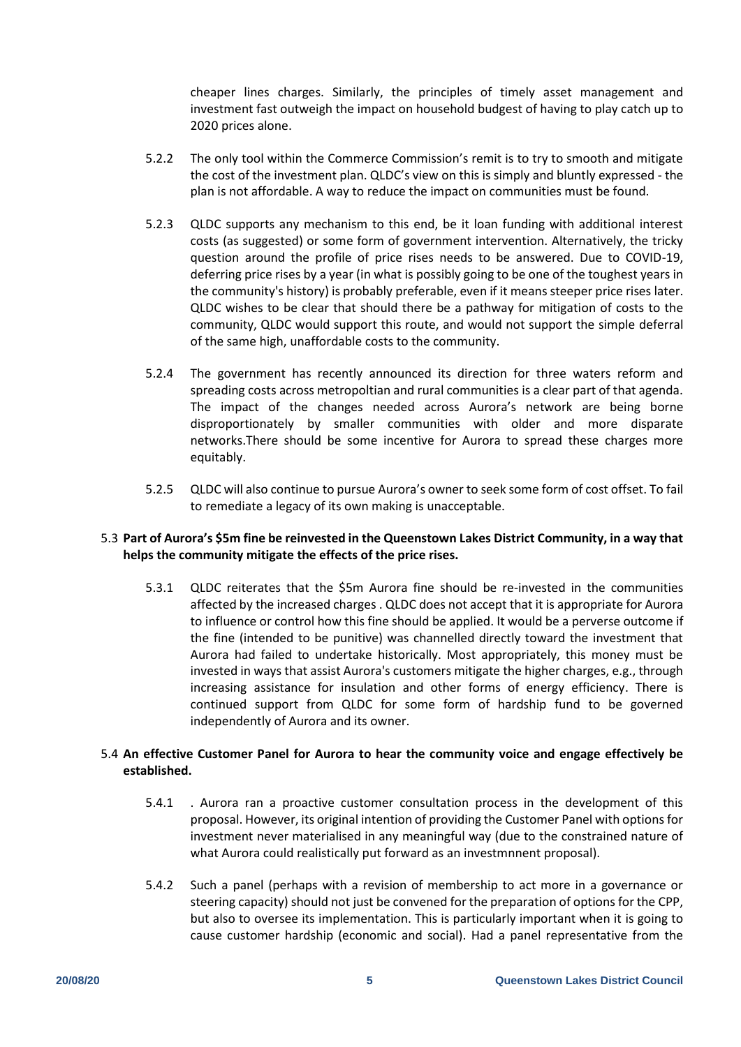cheaper lines charges. Similarly, the principles of timely asset management and investment fast outweigh the impact on household budgest of having to play catch up to 2020 prices alone.

5.2.2 The only tool within the Commerce Commission's remit is to try to smooth and mitigate the cost of the investment plan. QLDC's view on this is simply and bluntly expressed - the plan is not affordable. A way to reduce the impact on communities must be found.

5.2.3 QLDC supports any mechanism to this end, be it loan funding with additional interest costs (as suggested) or some form of government intervention. Alternatively, the tricky question around the profile of price rises needs to be answered. Due to COVID-19, deferring price rises by a year (in what is possibly going to be one of the toughest years in the community's history) is probably preferable, even if it means steeper price rises later. QLDC wishes to be clear that should there be a pathway for mitigation of costs to the community, QLDC would support this route, and would not support the simple deferral of the same high, unaffordable costs to the community.

5.2.4 The government has recently announced its direction for three waters reform and spreading costs across metropoltian and rural communities is a clear part of that agenda. The impact of the changes needed across Aurora's network are being borne disproportionately by smaller communities with older and more disparate networks.There should be some incentive for Aurora to spread these charges more equitably.

5.2.5 QLDC will also continue to pursue Aurora's owner to seek some form of cost offset. To fail to remediate a legacy of its own making is unacceptable.

5.3 **Part of Aurora's $5m fine be reinvested in the Queenstown Lakes District Community, in a way that helps the community mitigate the effects of the price rises.**

5.3.1 QLDC reiterates that the $5m Aurora fine should be re-invested in the communities affected by the increased charges . QLDC does not accept that it is appropriate for Aurora to influence or control how this fine should be applied. It would be a perverse outcome if the fine (intended to be punitive) was channelled directly toward the investment that Aurora had failed to undertake historically. Most appropriately, this money must be invested in ways that assist Aurora's customers mitigate the higher charges, e.g., through increasing assistance for insulation and other forms of energy efficiency. There is continued support from QLDC for some form of hardship fund to be governed independently of Aurora and its owner.

5.4 **An effective Customer Panel for Aurora to hear the community voice and engage effectively be established.**

5.4.1 . Aurora ran a proactive customer consultation process in the development of this proposal. However, its original intention of providing the Customer Panel with options for investment never materialised in any meaningful way (due to the constrained nature of what Aurora could realistically put forward as an investmnnent proposal).

5.4.2 Such a panel (perhaps with a revision of membership to act more in a governance or steering capacity) should not just be convened for the preparation of options for the CPP, but also to oversee its implementation. This is particularly important when it is going to cause customer hardship (economic and social). Had a panel representative from the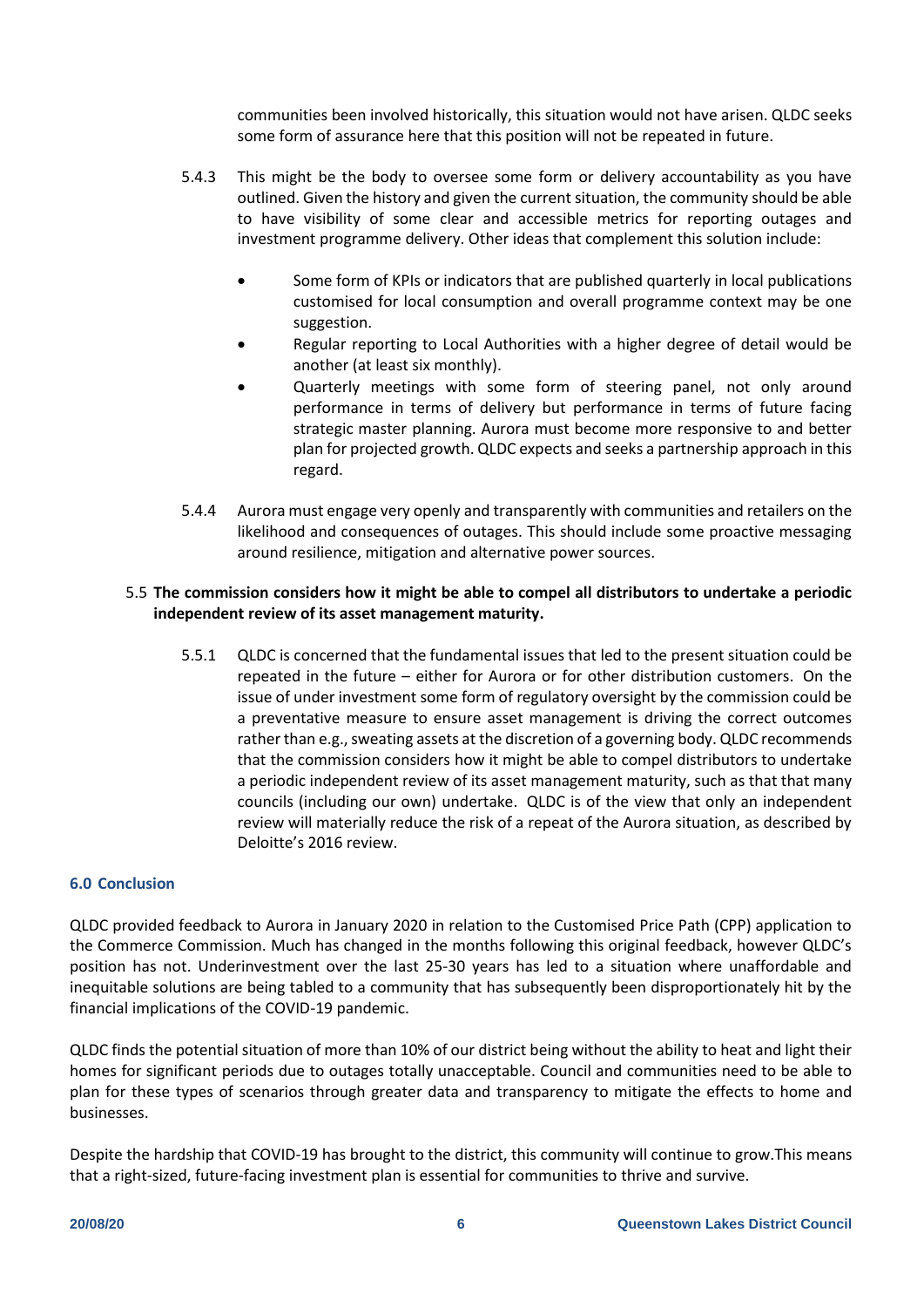communities been involved historically, this situation would not have arisen. QLDC seeks some form of assurance here that this position will not be repeated in future.

5.4.3 This might be the body to oversee some form or delivery accountability as you have outlined. Given the history and given the current situation, the community should be able to have visibility of some clear and accessible metrics for reporting outages and investment programme delivery. Other ideas that complement this solution include:

- Some form of KPIs or indicators that are published quarterly in local publications customised for local consumption and overall programme context may be one suggestion.
- Regular reporting to Local Authorities with a higher degree of detail would be another (at least six monthly).
- Quarterly meetings with some form of steering panel, not only around performance in terms of delivery but performance in terms of future facing strategic master planning. Aurora must become more responsive to and better plan for projected growth. QLDC expects and seeks a partnership approach in this regard.

5.4.4 Aurora must engage very openly and transparently with communities and retailers on the likelihood and consequences of outages. This should include some proactive messaging around resilience, mitigation and alternative power sources.

5.5 **The commission considers how it might be able to compel all distributors to undertake a periodic independent review of its asset management maturity.**

5.5.1 QLDC is concerned that the fundamental issues that led to the present situation could be repeated in the future – either for Aurora or for other distribution customers. On the issue of under investment some form of regulatory oversight by the commission could be a preventative measure to ensure asset management is driving the correct outcomes rather than e.g., sweating assets at the discretion of a governing body. QLDC recommends that the commission considers how it might be able to compel distributors to undertake a periodic independent review of its asset management maturity, such as that that many councils (including our own) undertake. QLDC is of the view that only an independent review will materially reduce the risk of a repeat of the Aurora situation, as described by Deloitte's 2016 review.

## 6.0 Conclusion

QLDC provided feedback to Aurora in January 2020 in relation to the Customised Price Path (CPP) application to the Commerce Commission. Much has changed in the months following this original feedback, however QLDC's position has not. Underinvestment over the last 25-30 years has led to a situation where unaffordable and inequitable solutions are being tabled to a community that has subsequently been disproportionately hit by the financial implications of the COVID-19 pandemic.

QLDC finds the potential situation of more than 10% of our district being without the ability to heat and light their homes for significant periods due to outages totally unacceptable. Council and communities need to be able to plan for these types of scenarios through greater data and transparency to mitigate the effects to home and businesses.

Despite the hardship that COVID-19 has brought to the district, this community will continue to grow.This means that a right-sized, future-facing investment plan is essential for communities to thrive and survive.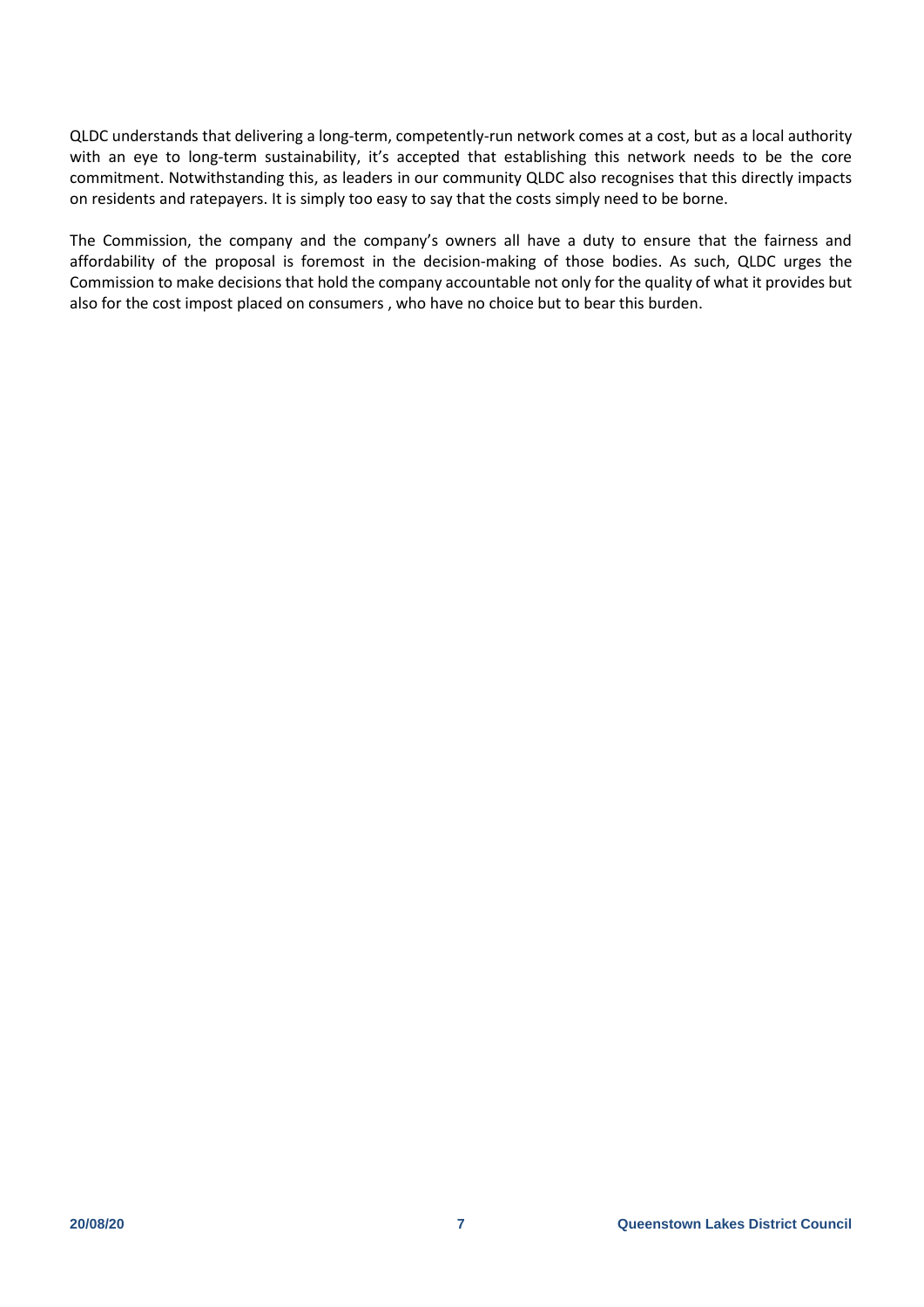QLDC understands that delivering a long-term, competently-run network comes at a cost, but as a local authority with an eye to long-term sustainability, it's accepted that establishing this network needs to be the core commitment. Notwithstanding this, as leaders in our community QLDC also recognises that this directly impacts on residents and ratepayers. It is simply too easy to say that the costs simply need to be borne.

The Commission, the company and the company's owners all have a duty to ensure that the fairness and affordability of the proposal is foremost in the decision-making of those bodies. As such, QLDC urges the Commission to make decisions that hold the company accountable not only for the quality of what it provides but also for the cost impost placed on consumers , who have no choice but to bear this burden.